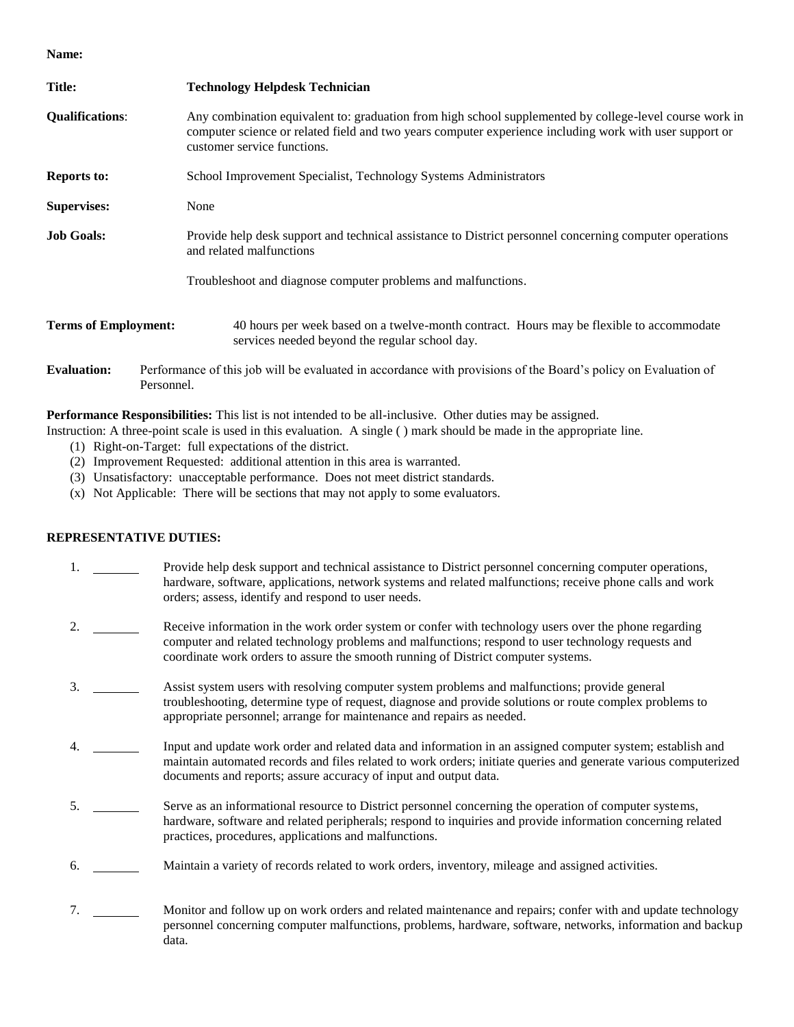**Name:**

**Title:** **Technology Helpdesk Technician**

**Qualifications**: Any combination equivalent to: graduation from high school supplemented by college-level course work in computer science or related field and two years computer experience including work with user support or customer service functions.

**Reports to:** School Improvement Specialist, Technology Systems Administrators

**Supervises:** None

**Job Goals:** Provide help desk support and technical assistance to District personnel concerning computer operations and related malfunctions

Troubleshoot and diagnose computer problems and malfunctions.

**Terms of Employment:** 40 hours per week based on a twelve-month contract. Hours may be flexible to accommodate services needed beyond the regular school day.

**Evaluation:** Performance of this job will be evaluated in accordance with provisions of the Board's policy on Evaluation of Personnel.

**Performance Responsibilities:** This list is not intended to be all-inclusive. Other duties may be assigned.
Instruction: A three-point scale is used in this evaluation. A single ( ) mark should be made in the appropriate line.

(1) Right-on-Target: full expectations of the district.
(2) Improvement Requested: additional attention in this area is warranted.
(3) Unsatisfactory: unacceptable performance. Does not meet district standards.
(x) Not Applicable: There will be sections that may not apply to some evaluators.

**REPRESENTATIVE DUTIES:**

1. _______ Provide help desk support and technical assistance to District personnel concerning computer operations, hardware, software, applications, network systems and related malfunctions; receive phone calls and work orders; assess, identify and respond to user needs.

2. _______ Receive information in the work order system or confer with technology users over the phone regarding computer and related technology problems and malfunctions; respond to user technology requests and coordinate work orders to assure the smooth running of District computer systems.

3. _______ Assist system users with resolving computer system problems and malfunctions; provide general troubleshooting, determine type of request, diagnose and provide solutions or route complex problems to appropriate personnel; arrange for maintenance and repairs as needed.

4. _______ Input and update work order and related data and information in an assigned computer system; establish and maintain automated records and files related to work orders; initiate queries and generate various computerized documents and reports; assure accuracy of input and output data.

5. _______ Serve as an informational resource to District personnel concerning the operation of computer systems, hardware, software and related peripherals; respond to inquiries and provide information concerning related practices, procedures, applications and malfunctions.

6. _______ Maintain a variety of records related to work orders, inventory, mileage and assigned activities.

7. _______ Monitor and follow up on work orders and related maintenance and repairs; confer with and update technology personnel concerning computer malfunctions, problems, hardware, software, networks, information and backup data.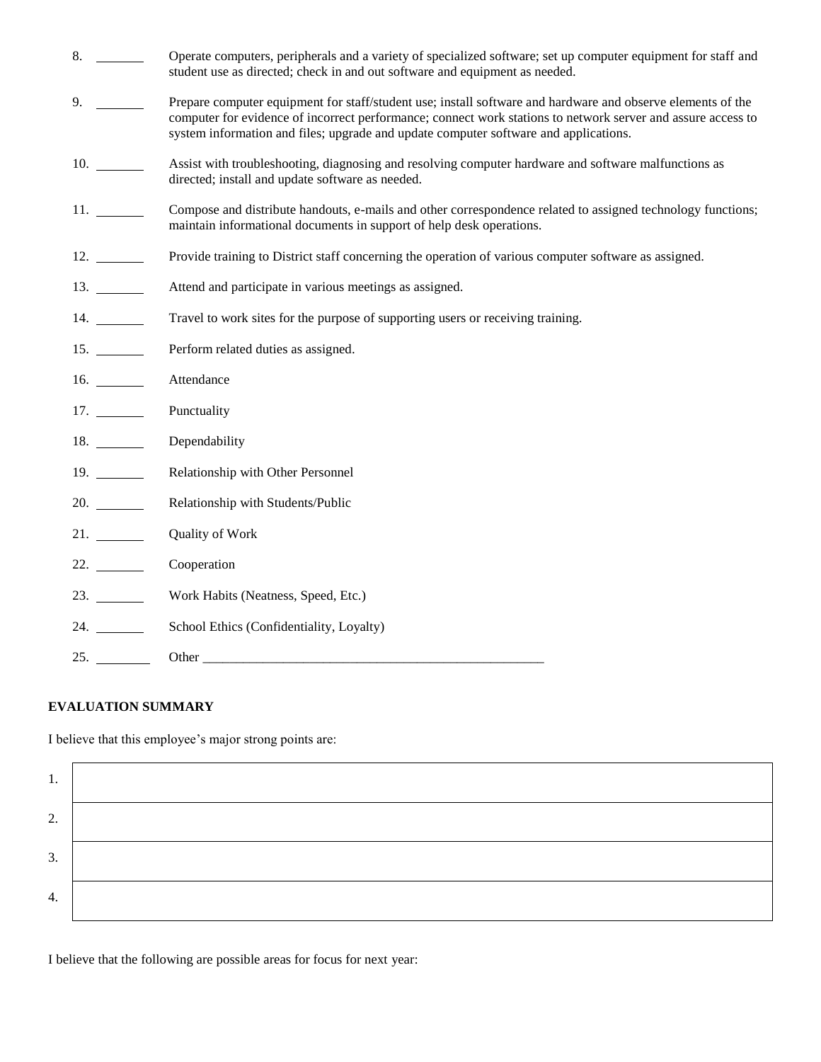8. _______ Operate computers, peripherals and a variety of specialized software; set up computer equipment for staff and student use as directed; check in and out software and equipment as needed.

9. _______ Prepare computer equipment for staff/student use; install software and hardware and observe elements of the computer for evidence of incorrect performance; connect work stations to network server and assure access to system information and files; upgrade and update computer software and applications.

10. _______ Assist with troubleshooting, diagnosing and resolving computer hardware and software malfunctions as directed; install and update software as needed.

11. _______ Compose and distribute handouts, e-mails and other correspondence related to assigned technology functions; maintain informational documents in support of help desk operations.

12. _______ Provide training to District staff concerning the operation of various computer software as assigned.

13. _______ Attend and participate in various meetings as assigned.

14. _______ Travel to work sites for the purpose of supporting users or receiving training.

15. _______ Perform related duties as assigned.

16. _______ Attendance

17. _______ Punctuality

18. _______ Dependability

19. _______ Relationship with Other Personnel

20. _______ Relationship with Students/Public

21. _______ Quality of Work

22. _______ Cooperation

23. _______ Work Habits (Neatness, Speed, Etc.)

24. _______ School Ethics (Confidentiality, Loyalty)

25. _______ Other ______________________________________________________

**EVALUATION SUMMARY**

I believe that this employee's major strong points are:

| | |
|---|---|
| 1. | |
| 2. | |
| 3. | |
| 4. | |

I believe that the following are possible areas for focus for next year: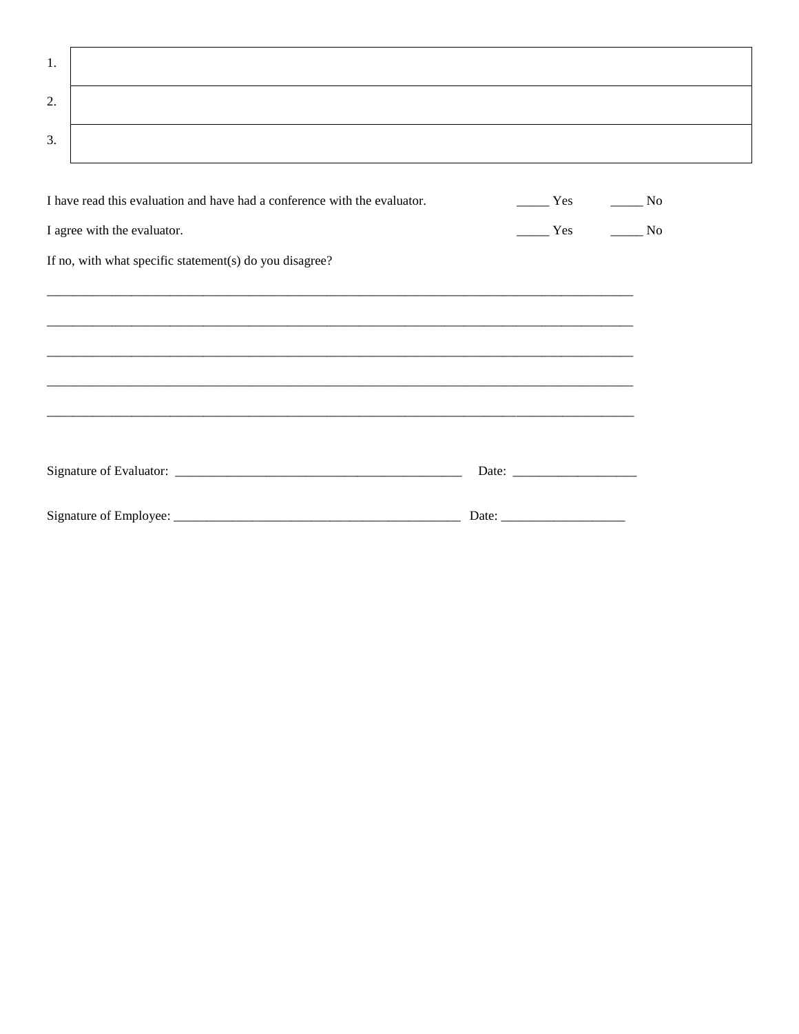| | |
|---|---|
| 1. | |
| 2. | |
| 3. | |

I have read this evaluation and have had a conference with the evaluator. _____ Yes _____ No

I agree with the evaluator. _____ Yes _____ No

If no, with what specific statement(s) do you disagree?

_______________________________________________________________________________________________

_______________________________________________________________________________________________

_______________________________________________________________________________________________

_______________________________________________________________________________________________

_______________________________________________________________________________________________

Signature of Evaluator: _____________________________________________ Date: ___________________

Signature of Employee: _____________________________________________ Date: ___________________